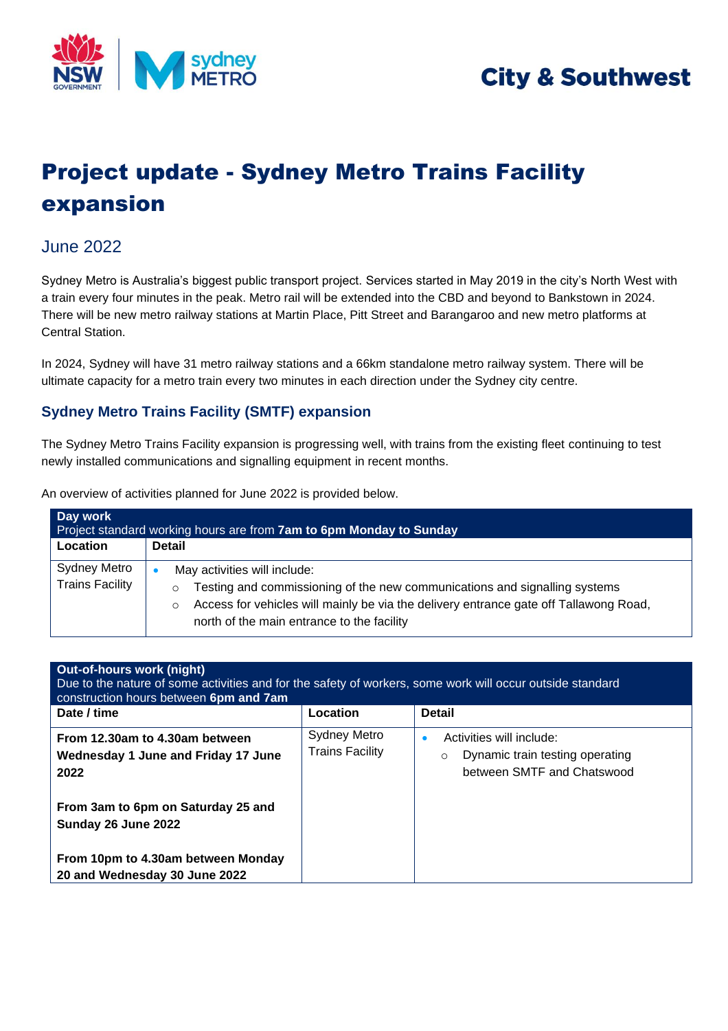City & Southwest

# Project update - Sydney Metro Trains Facility expansion

## June 2022

Sydney Metro is Australia's biggest public transport project. Services started in May 2019 in the city's North West with a train every four minutes in the peak. Metro rail will be extended into the CBD and beyond to Bankstown in 2024. There will be new metro railway stations at Martin Place, Pitt Street and Barangaroo and new metro platforms at Central Station.

In 2024, Sydney will have 31 metro railway stations and a 66km standalone metro railway system. There will be ultimate capacity for a metro train every two minutes in each direction under the Sydney city centre.

### Sydney Metro Trains Facility (SMTF) expansion

The Sydney Metro Trains Facility expansion is progressing well, with trains from the existing fleet continuing to test newly installed communications and signalling equipment in recent months.

An overview of activities planned for June 2022 is provided below.

**Day work**
Project standard working hours are from **7am to 6pm Monday to Sunday**

| Location | Detail |
|---|---|
| Sydney Metro Trains Facility | • May activities will include:<br>○ Testing and commissioning of the new communications and signalling systems<br>○ Access for vehicles will mainly be via the delivery entrance gate off Tallawong Road, north of the main entrance to the facility |

**Out-of-hours work (night)**
Due to the nature of some activities and for the safety of workers, some work will occur outside standard construction hours between **6pm and 7am**

| Date / time | Location | Detail |
|---|---|---|
| **From 12.30am to 4.30am between Wednesday 1 June and Friday 17 June 2022**<br><br>**From 3am to 6pm on Saturday 25 and Sunday 26 June 2022**<br><br>**From 10pm to 4.30am between Monday 20 and Wednesday 30 June 2022** | Sydney Metro Trains Facility | • Activities will include:<br>○ Dynamic train testing operating between SMTF and Chatswood |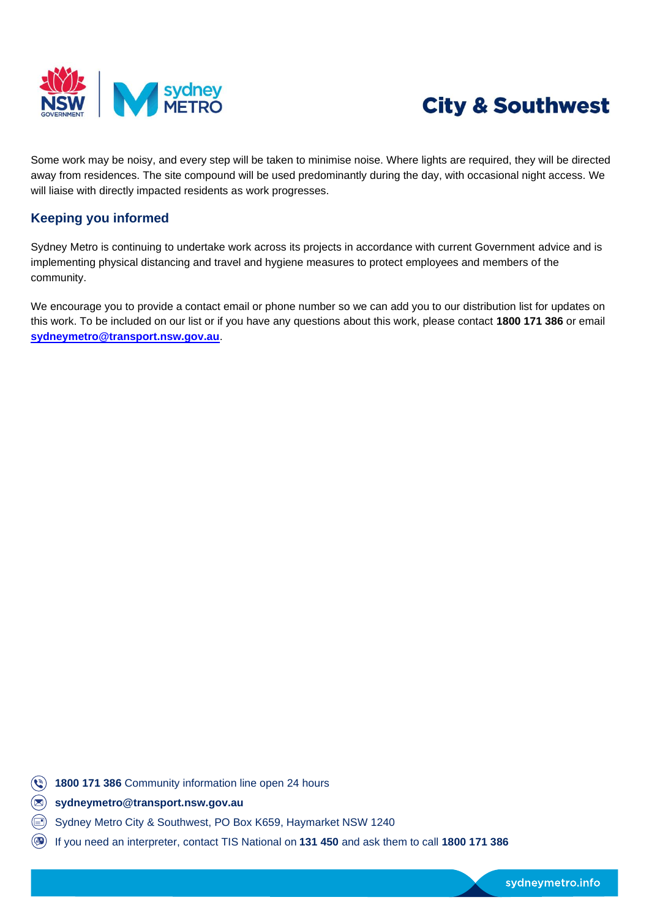Some work may be noisy, and every step will be taken to minimise noise. Where lights are required, they will be directed away from residences. The site compound will be used predominantly during the day, with occasional night access. We will liaise with directly impacted residents as work progresses.

## Keeping you informed

Sydney Metro is continuing to undertake work across its projects in accordance with current Government advice and is implementing physical distancing and travel and hygiene measures to protect employees and members of the community.

We encourage you to provide a contact email or phone number so we can add you to our distribution list for updates on this work. To be included on our list or if you have any questions about this work, please contact **1800 171 386** or email **sydneymetro@transport.nsw.gov.au**.

**1800 171 386** Community information line open 24 hours

**sydneymetro@transport.nsw.gov.au**

Sydney Metro City & Southwest, PO Box K659, Haymarket NSW 1240

If you need an interpreter, contact TIS National on **131 450** and ask them to call **1800 171 386**

sydneymetro.info